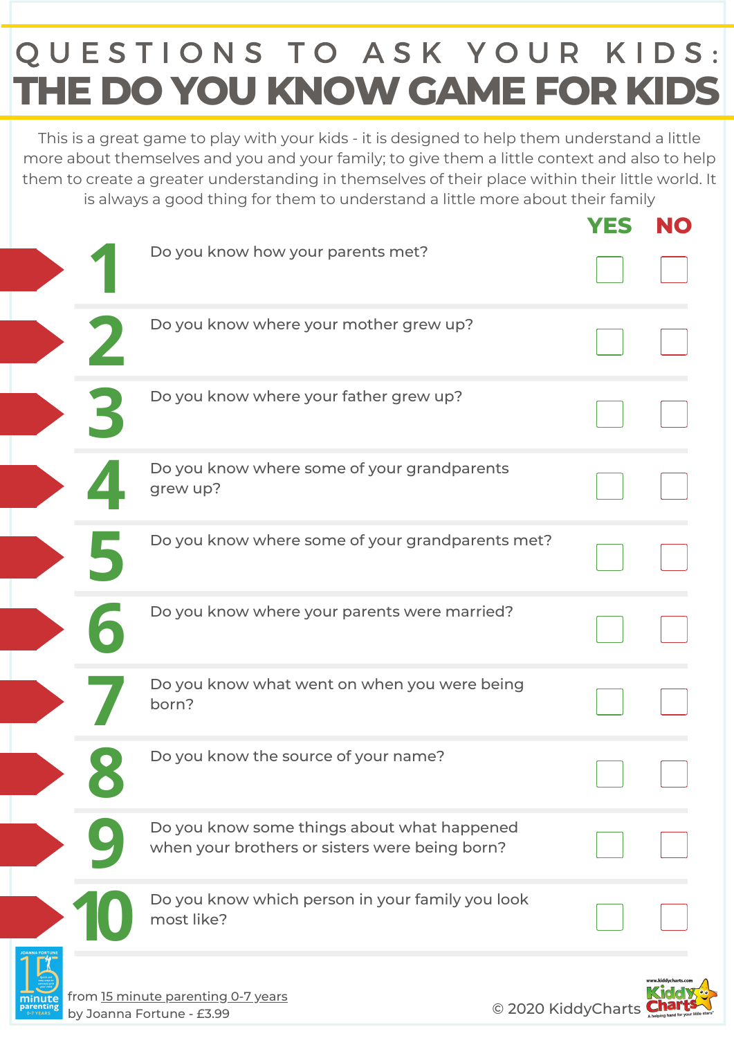# QUESTIONS TO ASK YOUR KIDS:
# THE DO YOU KNOW GAME FOR KIDS

This is a great game to play with your kids - it is designed to help them understand a little more about themselves and you and your family; to give them a little context and also to help them to create a greater understanding in themselves of their place within their little world. It is always a good thing for them to understand a little more about their family

| # | Question | YES | NO |
|---|---|---|---|
| 1 | Do you know how your parents met? | ☐ | ☐ |
| 2 | Do you know where your mother grew up? | ☐ | ☐ |
| 3 | Do you know where your father grew up? | ☐ | ☐ |
| 4 | Do you know where some of your grandparents grew up? | ☐ | ☐ |
| 5 | Do you know where some of your grandparents met? | ☐ | ☐ |
| 6 | Do you know where your parents were married? | ☐ | ☐ |
| 7 | Do you know what went on when you were being born? | ☐ | ☐ |
| 8 | Do you know the source of your name? | ☐ | ☐ |
| 9 | Do you know some things about what happened when your brothers or sisters were being born? | ☐ | ☐ |
| 10 | Do you know which person in your family you look most like? | ☐ | ☐ |

from 15 minute parenting 0-7 years
by Joanna Fortune - £3.99

© 2020 KiddyCharts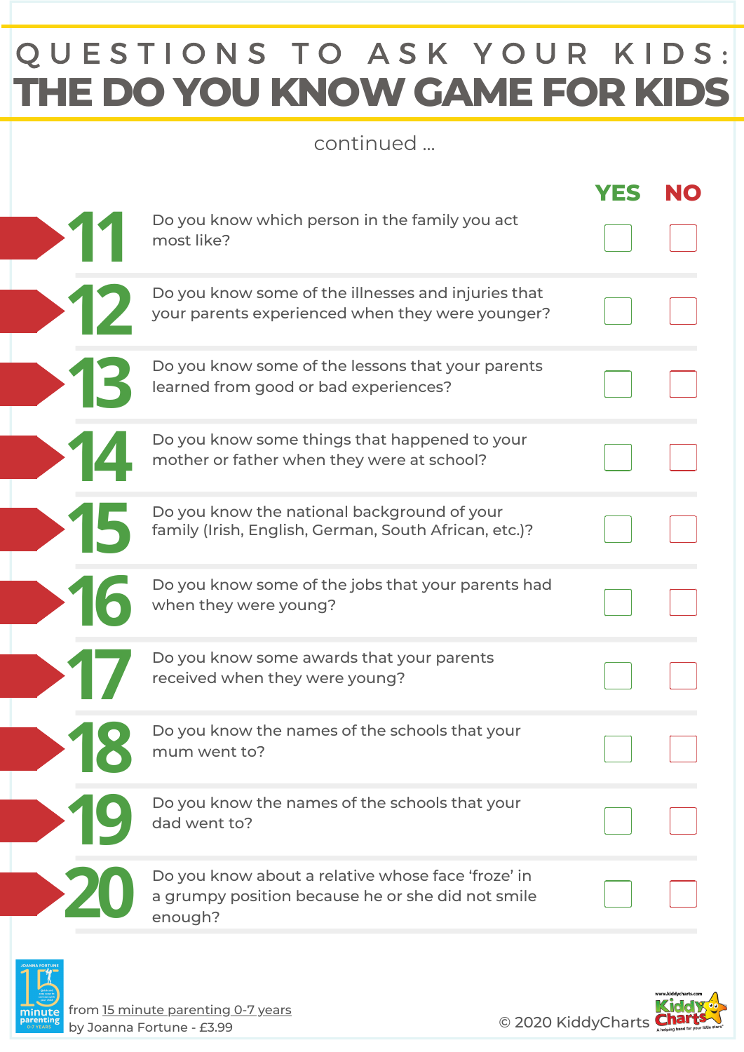# QUESTIONS TO ASK YOUR KIDS:
# THE DO YOU KNOW GAME FOR KIDS

continued ...

| | | YES | NO |
|---|---|---|---|
| 11 | Do you know which person in the family you act most like? | ☐ | ☐ |
| 12 | Do you know some of the illnesses and injuries that your parents experienced when they were younger? | ☐ | ☐ |
| 13 | Do you know some of the lessons that your parents learned from good or bad experiences? | ☐ | ☐ |
| 14 | Do you know some things that happened to your mother or father when they were at school? | ☐ | ☐ |
| 15 | Do you know the national background of your family (Irish, English, German, South African, etc.)? | ☐ | ☐ |
| 16 | Do you know some of the jobs that your parents had when they were young? | ☐ | ☐ |
| 17 | Do you know some awards that your parents received when they were young? | ☐ | ☐ |
| 18 | Do you know the names of the schools that your mum went to? | ☐ | ☐ |
| 19 | Do you know the names of the schools that your dad went to? | ☐ | ☐ |
| 20 | Do you know about a relative whose face 'froze' in a grumpy position because he or she did not smile enough? | ☐ | ☐ |

from 15 minute parenting 0-7 years
by Joanna Fortune - £3.99

© 2020 KiddyCharts